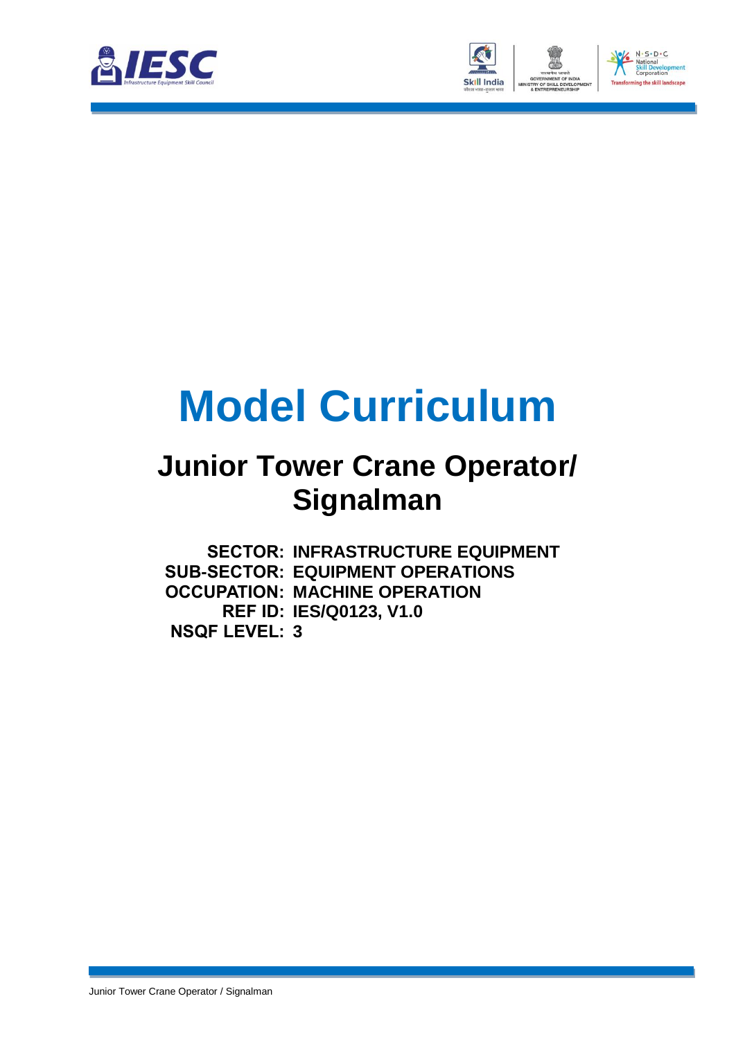# Model Curriculum

## Junior Tower Crane Operator/ Signalman

**SECTOR:** **INFRASTRUCTURE EQUIPMENT**
**SUB-SECTOR:** **EQUIPMENT OPERATIONS**
**OCCUPATION:** **MACHINE OPERATION**
**REF ID:** **IES/Q0123, V1.0**
**NSQF LEVEL:** **3**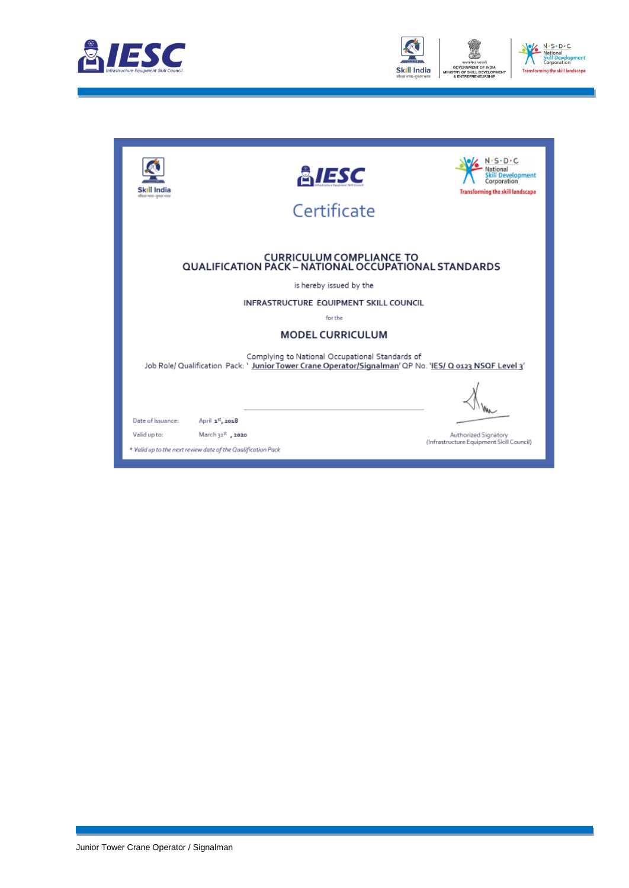# Certificate

## CURRICULUM COMPLIANCE TO QUALIFICATION PACK – NATIONAL OCCUPATIONAL STANDARDS

is hereby issued by the

**INFRASTRUCTURE EQUIPMENT SKILL COUNCIL**

for the

## MODEL CURRICULUM

Complying to National Occupational Standards of
Job Role/ Qualification Pack: '**Junior Tower Crane Operator/Signalman**' QP No. '**IES/ Q 0123 NSQF Level 3**'

Date of Issuance: April 1st, 2018

Valid up to: March 31st , 2020

*\* Valid up to the next review date of the Qualification Pack*

Authorized Signatory
(Infrastructure Equipment Skill Council)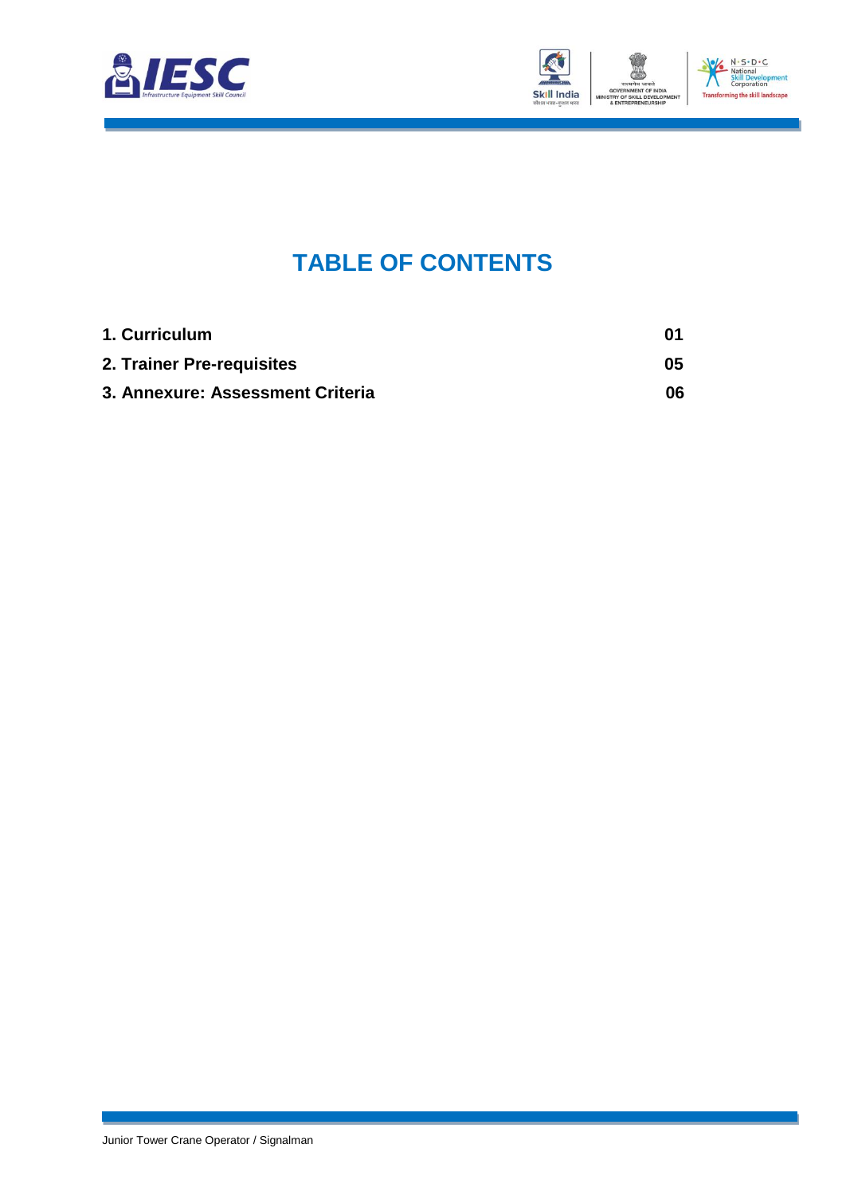# TABLE OF CONTENTS

| | |
|---|---|
| **1. Curriculum** | **01** |
| **2. Trainer Pre-requisites** | **05** |
| **3. Annexure: Assessment Criteria** | **06** |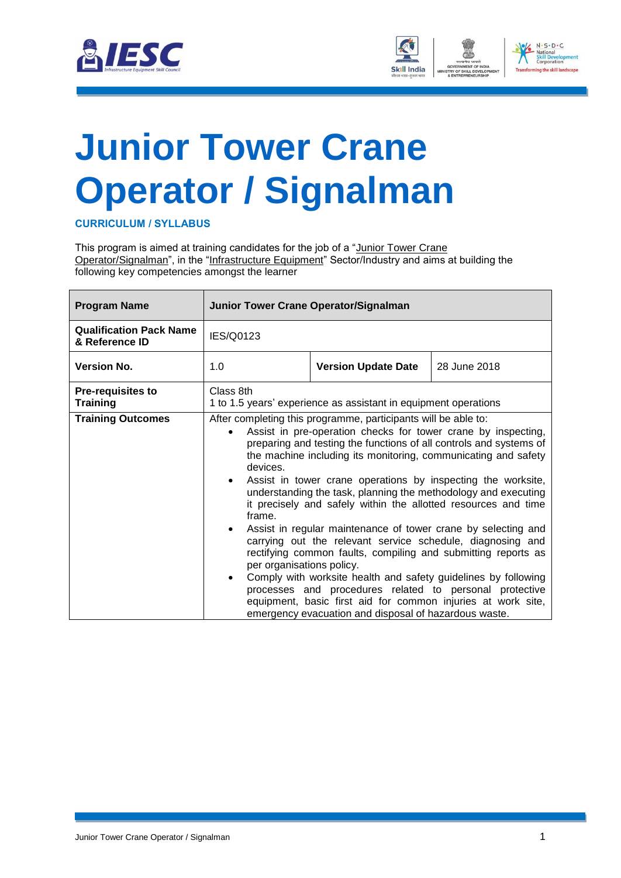# Junior Tower Crane Operator / Signalman

### CURRICULUM / SYLLABUS

This program is aimed at training candidates for the job of a "Junior Tower Crane Operator/Signalman", in the "Infrastructure Equipment" Sector/Industry and aims at building the following key competencies amongst the learner

| **Program Name** | **Junior Tower Crane Operator/Signalman** | | |
|---|---|---|---|
| **Qualification Pack Name & Reference ID** | IES/Q0123 | | |
| **Version No.** | 1.0 | **Version Update Date** | 28 June 2018 |
| **Pre-requisites to Training** | Class 8th<br>1 to 1.5 years' experience as assistant in equipment operations | | |
| **Training Outcomes** | After completing this programme, participants will be able to:<br>• Assist in pre-operation checks for tower crane by inspecting, preparing and testing the functions of all controls and systems of the machine including its monitoring, communicating and safety devices.<br>• Assist in tower crane operations by inspecting the worksite, understanding the task, planning the methodology and executing it precisely and safely within the allotted resources and time frame.<br>• Assist in regular maintenance of tower crane by selecting and carrying out the relevant service schedule, diagnosing and rectifying common faults, compiling and submitting reports as per organisations policy.<br>• Comply with worksite health and safety guidelines by following processes and procedures related to personal protective equipment, basic first aid for common injuries at work site, emergency evacuation and disposal of hazardous waste. | | |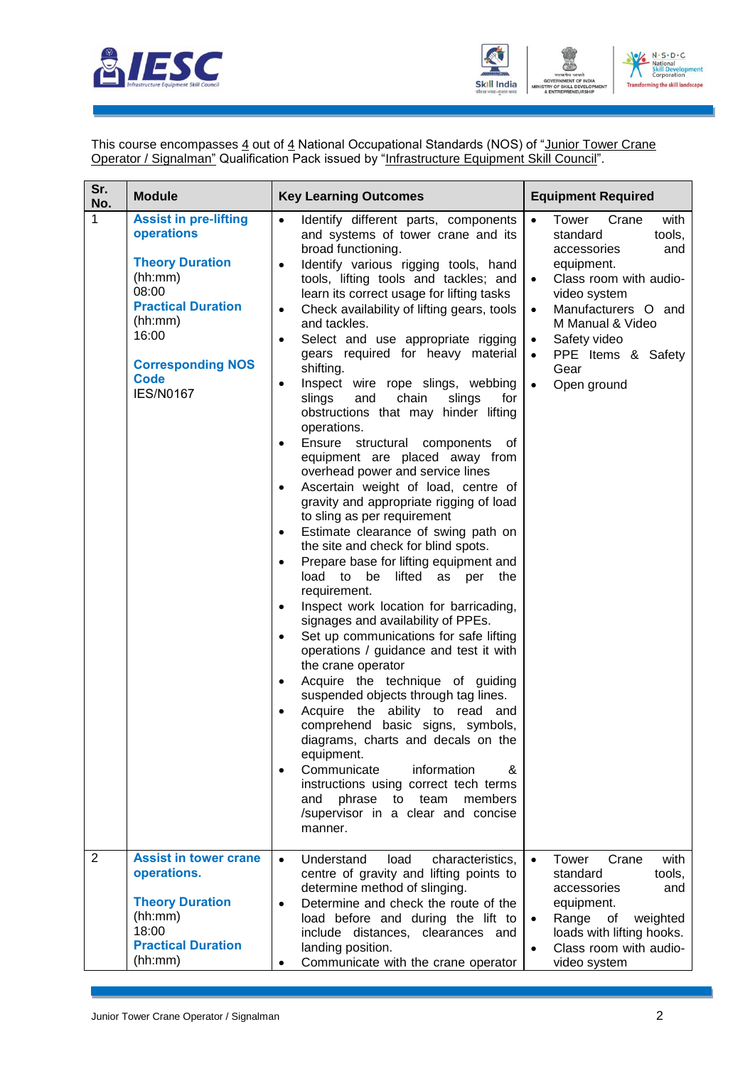This course encompasses 4 out of 4 National Occupational Standards (NOS) of "Junior Tower Crane Operator / Signalman" Qualification Pack issued by "Infrastructure Equipment Skill Council".

| Sr. No. | Module | Key Learning Outcomes | Equipment Required |
|---|---|---|---|
| 1 | **Assist in pre-lifting operations**<br><br>**Theory Duration** (hh:mm)<br>08:00<br>**Practical Duration** (hh:mm)<br>16:00<br><br>**Corresponding NOS Code**<br>IES/N0167 | • Identify different parts, components and systems of tower crane and its broad functioning.<br>• Identify various rigging tools, hand tools, lifting tools and tackles; and learn its correct usage for lifting tasks<br>• Check availability of lifting gears, tools and tackles.<br>• Select and use appropriate rigging gears required for heavy material shifting.<br>• Inspect wire rope slings, webbing slings and chain slings for obstructions that may hinder lifting operations.<br>• Ensure structural components of equipment are placed away from overhead power and service lines<br>• Ascertain weight of load, centre of gravity and appropriate rigging of load to sling as per requirement<br>• Estimate clearance of swing path on the site and check for blind spots.<br>• Prepare base for lifting equipment and load to be lifted as per the requirement.<br>• Inspect work location for barricading, signages and availability of PPEs.<br>• Set up communications for safe lifting operations / guidance and test it with the crane operator<br>• Acquire the technique of guiding suspended objects through tag lines.<br>• Acquire the ability to read and comprehend basic signs, symbols, diagrams, charts and decals on the equipment.<br>• Communicate information & instructions using correct tech terms and phrase to team members /supervisor in a clear and concise manner. | • Tower Crane with standard tools, accessories and equipment.<br>• Class room with audio-video system<br>• Manufacturers O and M Manual & Video<br>• Safety video<br>• PPE Items & Safety Gear<br>• Open ground |
| 2 | **Assist in tower crane operations.**<br><br>**Theory Duration** (hh:mm)<br>18:00<br>**Practical Duration** (hh:mm) | • Understand load characteristics, centre of gravity and lifting points to determine method of slinging.<br>• Determine and check the route of the load before and during the lift to include distances, clearances and landing position.<br>• Communicate with the crane operator | • Tower Crane with standard tools, accessories and equipment.<br>• Range of weighted loads with lifting hooks.<br>• Class room with audio-video system |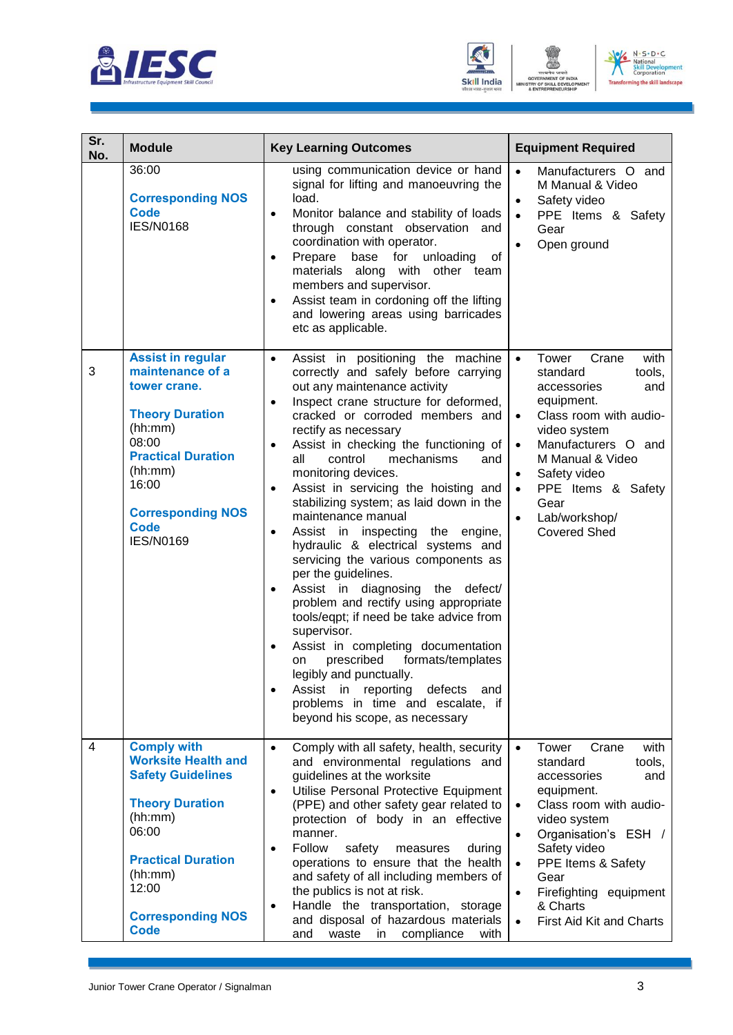| Sr. No. | Module | Key Learning Outcomes | Equipment Required |
|---|---|---|---|
| | 36:00<br><br>**Corresponding NOS Code**<br>IES/N0168 | using communication device or hand signal for lifting and manoeuvring the load.<br>• Monitor balance and stability of loads through constant observation and coordination with operator.<br>• Prepare base for unloading of materials along with other team members and supervisor.<br>• Assist team in cordoning off the lifting and lowering areas using barricades etc as applicable. | • Manufacturers O and M Manual & Video<br>• Safety video<br>• PPE Items & Safety Gear<br>• Open ground |
| 3 | **Assist in regular maintenance of a tower crane.**<br><br>**Theory Duration** (hh:mm)<br>08:00<br>**Practical Duration** (hh:mm)<br>16:00<br><br>**Corresponding NOS Code**<br>IES/N0169 | • Assist in positioning the machine correctly and safely before carrying out any maintenance activity<br>• Inspect crane structure for deformed, cracked or corroded members and rectify as necessary<br>• Assist in checking the functioning of all control mechanisms and monitoring devices.<br>• Assist in servicing the hoisting and stabilizing system; as laid down in the maintenance manual<br>• Assist in inspecting the engine, hydraulic & electrical systems and servicing the various components as per the guidelines.<br>• Assist in diagnosing the defect/ problem and rectify using appropriate tools/eqpt; if need be take advice from supervisor.<br>• Assist in completing documentation on prescribed formats/templates legibly and punctually.<br>• Assist in reporting defects and problems in time and escalate, if beyond his scope, as necessary | • Tower Crane with standard tools, accessories and equipment.<br>• Class room with audio-video system<br>• Manufacturers O and M Manual & Video<br>• Safety video<br>• PPE Items & Safety Gear<br>• Lab/workshop/ Covered Shed |
| 4 | **Comply with Worksite Health and Safety Guidelines**<br><br>**Theory Duration** (hh:mm)<br>06:00<br><br>**Practical Duration** (hh:mm)<br>12:00<br><br>**Corresponding NOS Code** | • Comply with all safety, health, security and environmental regulations and guidelines at the worksite<br>• Utilise Personal Protective Equipment (PPE) and other safety gear related to protection of body in an effective manner.<br>• Follow safety measures during operations to ensure that the health and safety of all including members of the publics is not at risk.<br>• Handle the transportation, storage and disposal of hazardous materials and waste in compliance with | • Tower Crane with standard tools, accessories and equipment.<br>• Class room with audio-video system<br>• Organisation's ESH / Safety video<br>• PPE Items & Safety Gear<br>• Firefighting equipment & Charts<br>• First Aid Kit and Charts |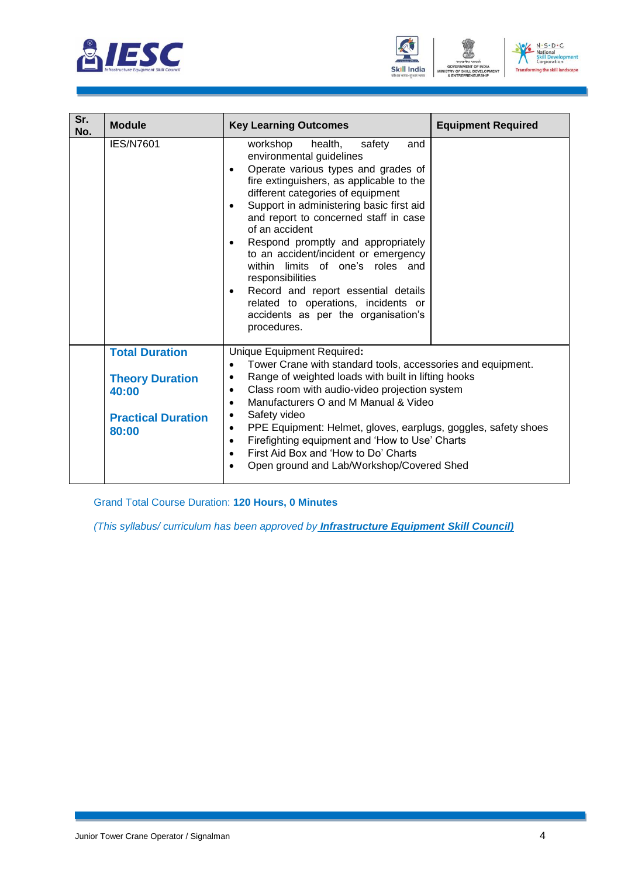| Sr. No. | Module | Key Learning Outcomes | Equipment Required |
|---|---|---|---|
| | IES/N7601 | workshop health, safety and environmental guidelines<br>• Operate various types and grades of fire extinguishers, as applicable to the different categories of equipment<br>• Support in administering basic first aid and report to concerned staff in case of an accident<br>• Respond promptly and appropriately to an accident/incident or emergency within limits of one's roles and responsibilities<br>• Record and report essential details related to operations, incidents or accidents as per the organisation's procedures. | |
| | **Total Duration**<br><br>**Theory Duration 40:00**<br><br>**Practical Duration 80:00** | Unique Equipment Required:<br>• Tower Crane with standard tools, accessories and equipment.<br>• Range of weighted loads with built in lifting hooks<br>• Class room with audio-video projection system<br>• Manufacturers O and M Manual & Video<br>• Safety video<br>• PPE Equipment: Helmet, gloves, earplugs, goggles, safety shoes<br>• Firefighting equipment and 'How to Use' Charts<br>• First Aid Box and 'How to Do' Charts<br>• Open ground and Lab/Workshop/Covered Shed | |

Grand Total Course Duration: **120 Hours, 0 Minutes**

*(This syllabus/ curriculum has been approved by **Infrastructure Equipment Skill Council)***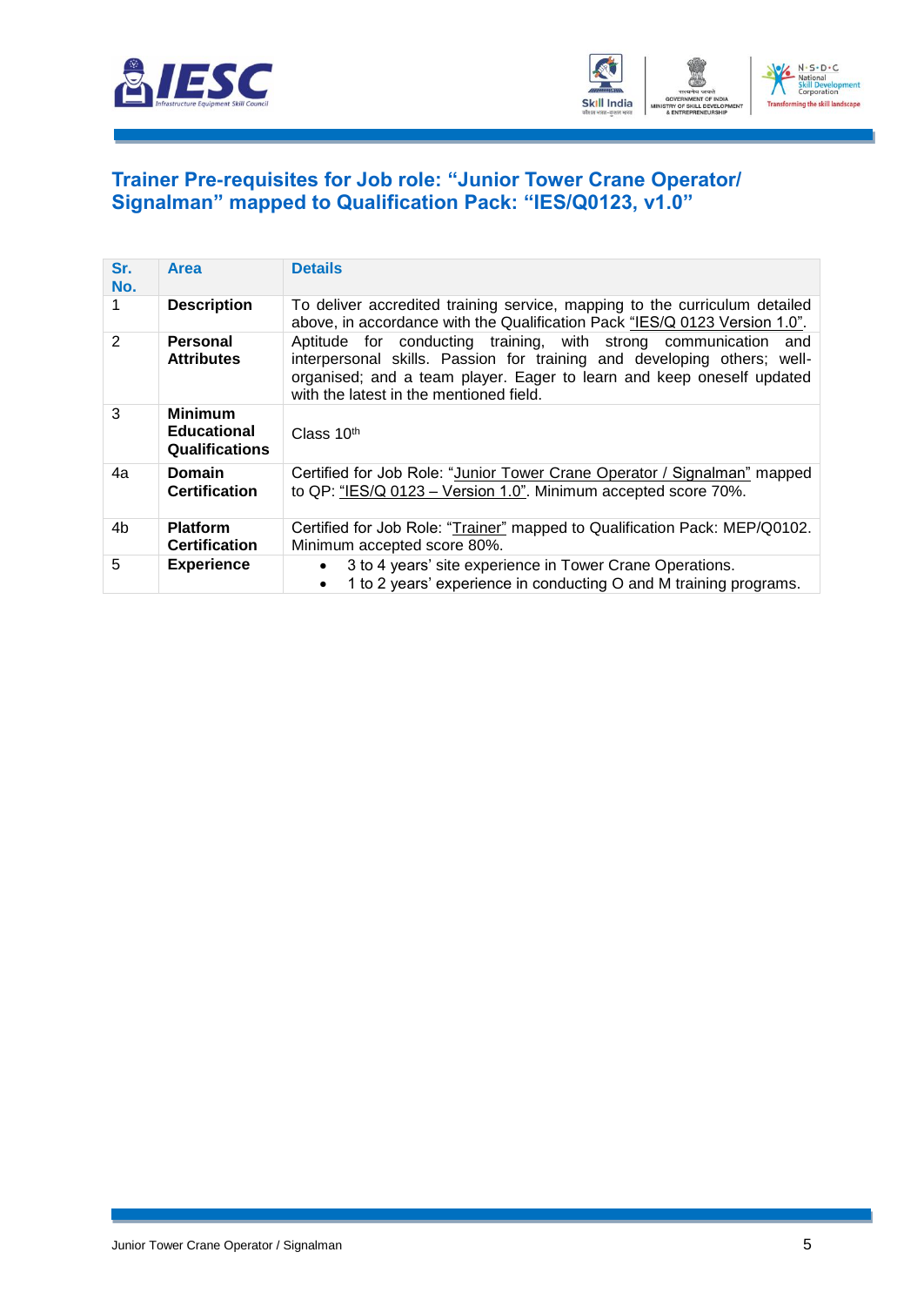## Trainer Pre-requisites for Job role: "Junior Tower Crane Operator/ Signalman" mapped to Qualification Pack: "IES/Q0123, v1.0"

| Sr. No. | Area | Details |
| --- | --- | --- |
| 1 | **Description** | To deliver accredited training service, mapping to the curriculum detailed above, in accordance with the Qualification Pack "IES/Q 0123 Version 1.0". |
| 2 | **Personal Attributes** | Aptitude for conducting training, with strong communication and interpersonal skills. Passion for training and developing others; well-organised; and a team player. Eager to learn and keep oneself updated with the latest in the mentioned field. |
| 3 | **Minimum Educational Qualifications** | Class 10th |
| 4a | **Domain Certification** | Certified for Job Role: "Junior Tower Crane Operator / Signalman" mapped to QP: "IES/Q 0123 – Version 1.0". Minimum accepted score 70%. |
| 4b | **Platform Certification** | Certified for Job Role: "Trainer" mapped to Qualification Pack: MEP/Q0102. Minimum accepted score 80%. |
| 5 | **Experience** | • 3 to 4 years' site experience in Tower Crane Operations.<br>• 1 to 2 years' experience in conducting O and M training programs. |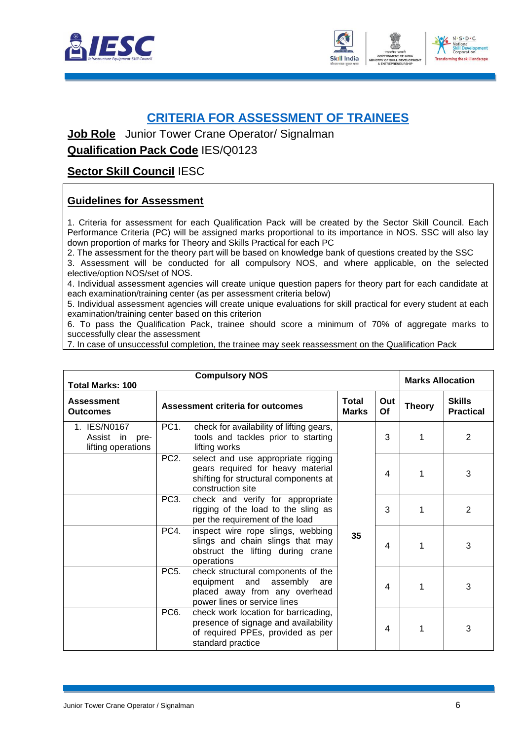## CRITERIA FOR ASSESSMENT OF TRAINEES

**Job Role** Junior Tower Crane Operator/ Signalman

**Qualification Pack Code** IES/Q0123

**Sector Skill Council** IESC

### Guidelines for Assessment

1. Criteria for assessment for each Qualification Pack will be created by the Sector Skill Council. Each Performance Criteria (PC) will be assigned marks proportional to its importance in NOS. SSC will also lay down proportion of marks for Theory and Skills Practical for each PC
2. The assessment for the theory part will be based on knowledge bank of questions created by the SSC
3. Assessment will be conducted for all compulsory NOS, and where applicable, on the selected elective/option NOS/set of NOS.
4. Individual assessment agencies will create unique question papers for theory part for each candidate at each examination/training center (as per assessment criteria below)
5. Individual assessment agencies will create unique evaluations for skill practical for every student at each examination/training center based on this criterion
6. To pass the Qualification Pack, trainee should score a minimum of 70% of aggregate marks to successfully clear the assessment
7. In case of unsuccessful completion, the trainee may seek reassessment on the Qualification Pack

| Total Marks: 100 | Compulsory NOS | | | Marks Allocation | |
|---|---|---|---|---|---|
| **Assessment Outcomes** | **Assessment criteria for outcomes** | **Total Marks** | **Out Of** | **Theory** | **Skills Practical** |
| 1. IES/N0167 Assist in pre-lifting operations | PC1. check for availability of lifting gears, tools and tackles prior to starting lifting works | 35 | 3 | 1 | 2 |
| | PC2. select and use appropriate rigging gears required for heavy material shifting for structural components at construction site | | 4 | 1 | 3 |
| | PC3. check and verify for appropriate rigging of the load to the sling as per the requirement of the load | | 3 | 1 | 2 |
| | PC4. inspect wire rope slings, webbing slings and chain slings that may obstruct the lifting during crane operations | | 4 | 1 | 3 |
| | PC5. check structural components of the equipment and assembly are placed away from any overhead power lines or service lines | | 4 | 1 | 3 |
| | PC6. check work location for barricading, presence of signage and availability of required PPEs, provided as per standard practice | | 4 | 1 | 3 |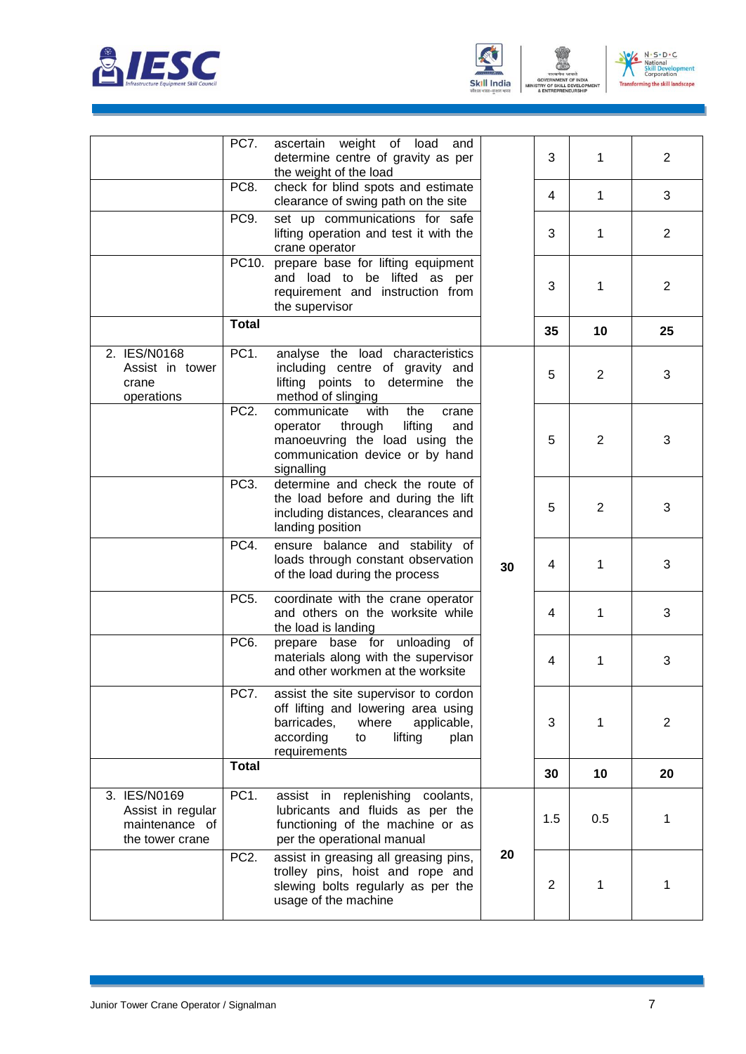| | | | | | |
|---|---|---|---|---|---|
| | PC7. ascertain weight of load and determine centre of gravity as per the weight of the load | | 3 | 1 | 2 |
| | PC8. check for blind spots and estimate clearance of swing path on the site | | 4 | 1 | 3 |
| | PC9. set up communications for safe lifting operation and test it with the crane operator | | 3 | 1 | 2 |
| | PC10. prepare base for lifting equipment and load to be lifted as per requirement and instruction from the supervisor | | 3 | 1 | 2 |
| | **Total** | | **35** | **10** | **25** |
| 2. IES/N0168 Assist in tower crane operations | PC1. analyse the load characteristics including centre of gravity and lifting points to determine the method of slinging | **30** | 5 | 2 | 3 |
| | PC2. communicate with the crane operator through lifting and manoeuvring the load using the communication device or by hand signalling | | 5 | 2 | 3 |
| | PC3. determine and check the route of the load before and during the lift including distances, clearances and landing position | | 5 | 2 | 3 |
| | PC4. ensure balance and stability of loads through constant observation of the load during the process | | 4 | 1 | 3 |
| | PC5. coordinate with the crane operator and others on the worksite while the load is landing | | 4 | 1 | 3 |
| | PC6. prepare base for unloading of materials along with the supervisor and other workmen at the worksite | | 4 | 1 | 3 |
| | PC7. assist the site supervisor to cordon off lifting and lowering area using barricades, where applicable, according to lifting plan requirements | | 3 | 1 | 2 |
| | **Total** | | **30** | **10** | **20** |
| 3. IES/N0169 Assist in regular maintenance of the tower crane | PC1. assist in replenishing coolants, lubricants and fluids as per the functioning of the machine or as per the operational manual | **20** | 1.5 | 0.5 | 1 |
| | PC2. assist in greasing all greasing pins, trolley pins, hoist and rope and slewing bolts regularly as per the usage of the machine | | 2 | 1 | 1 |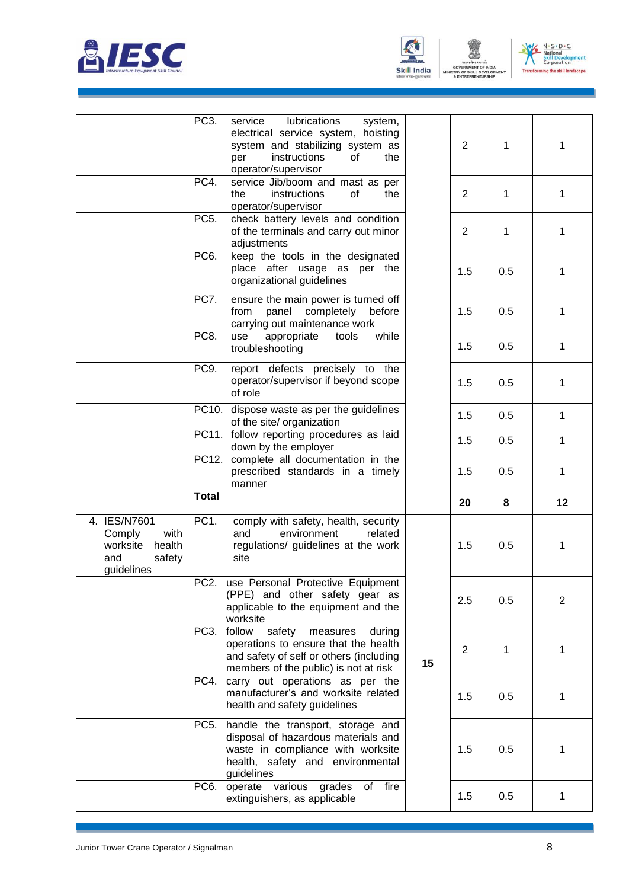| | | | | | |
|---|---|---|---|---|---|
| | PC3. service lubrications system, electrical service system, hoisting system and stabilizing system as per instructions of the operator/supervisor | | 2 | 1 | 1 |
| | PC4. service Jib/boom and mast as per the instructions of the operator/supervisor | | 2 | 1 | 1 |
| | PC5. check battery levels and condition of the terminals and carry out minor adjustments | | 2 | 1 | 1 |
| | PC6. keep the tools in the designated place after usage as per the organizational guidelines | | 1.5 | 0.5 | 1 |
| | PC7. ensure the main power is turned off from panel completely before carrying out maintenance work | | 1.5 | 0.5 | 1 |
| | PC8. use appropriate tools while troubleshooting | | 1.5 | 0.5 | 1 |
| | PC9. report defects precisely to the operator/supervisor if beyond scope of role | | 1.5 | 0.5 | 1 |
| | PC10. dispose waste as per the guidelines of the site/ organization | | 1.5 | 0.5 | 1 |
| | PC11. follow reporting procedures as laid down by the employer | | 1.5 | 0.5 | 1 |
| | PC12. complete all documentation in the prescribed standards in a timely manner | | 1.5 | 0.5 | 1 |
| | **Total** | | **20** | **8** | **12** |
| 4. IES/N7601 Comply with worksite health and safety guidelines | PC1. comply with safety, health, security and environment related regulations/ guidelines at the work site | 15 | 1.5 | 0.5 | 1 |
| | PC2. use Personal Protective Equipment (PPE) and other safety gear as applicable to the equipment and the worksite | | 2.5 | 0.5 | 2 |
| | PC3. follow safety measures during operations to ensure that the health and safety of self or others (including members of the public) is not at risk | | 2 | 1 | 1 |
| | PC4. carry out operations as per the manufacturer's and worksite related health and safety guidelines | | 1.5 | 0.5 | 1 |
| | PC5. handle the transport, storage and disposal of hazardous materials and waste in compliance with worksite health, safety and environmental guidelines | | 1.5 | 0.5 | 1 |
| | PC6. operate various grades of fire extinguishers, as applicable | | 1.5 | 0.5 | 1 |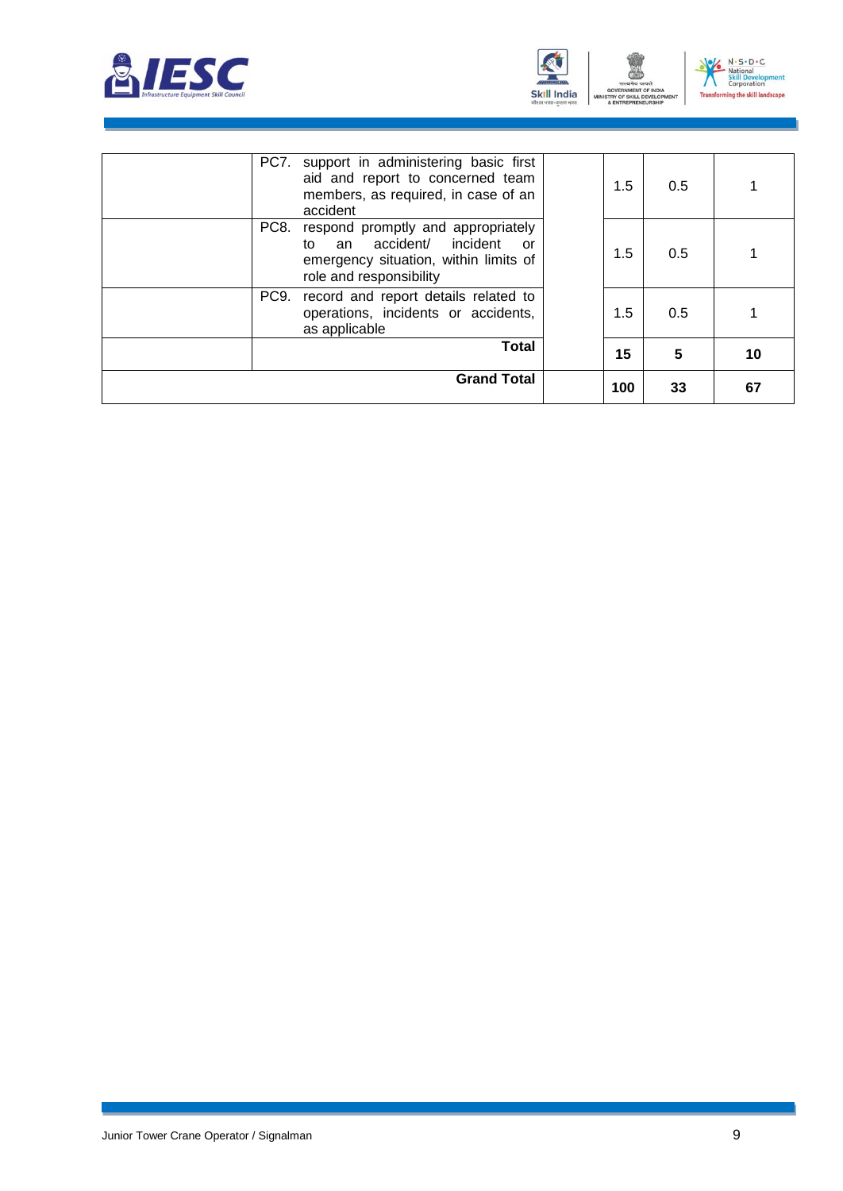| | | | | | |
|---|---|---|---|---|---|
| | PC7. support in administering basic first aid and report to concerned team members, as required, in case of an accident | | 1.5 | 0.5 | 1 |
| | PC8. respond promptly and appropriately to an accident/ incident or emergency situation, within limits of role and responsibility | | 1.5 | 0.5 | 1 |
| | PC9. record and report details related to operations, incidents or accidents, as applicable | | 1.5 | 0.5 | 1 |
| | **Total** | | **15** | **5** | **10** |
| **Grand Total** | | | **100** | **33** | **67** |